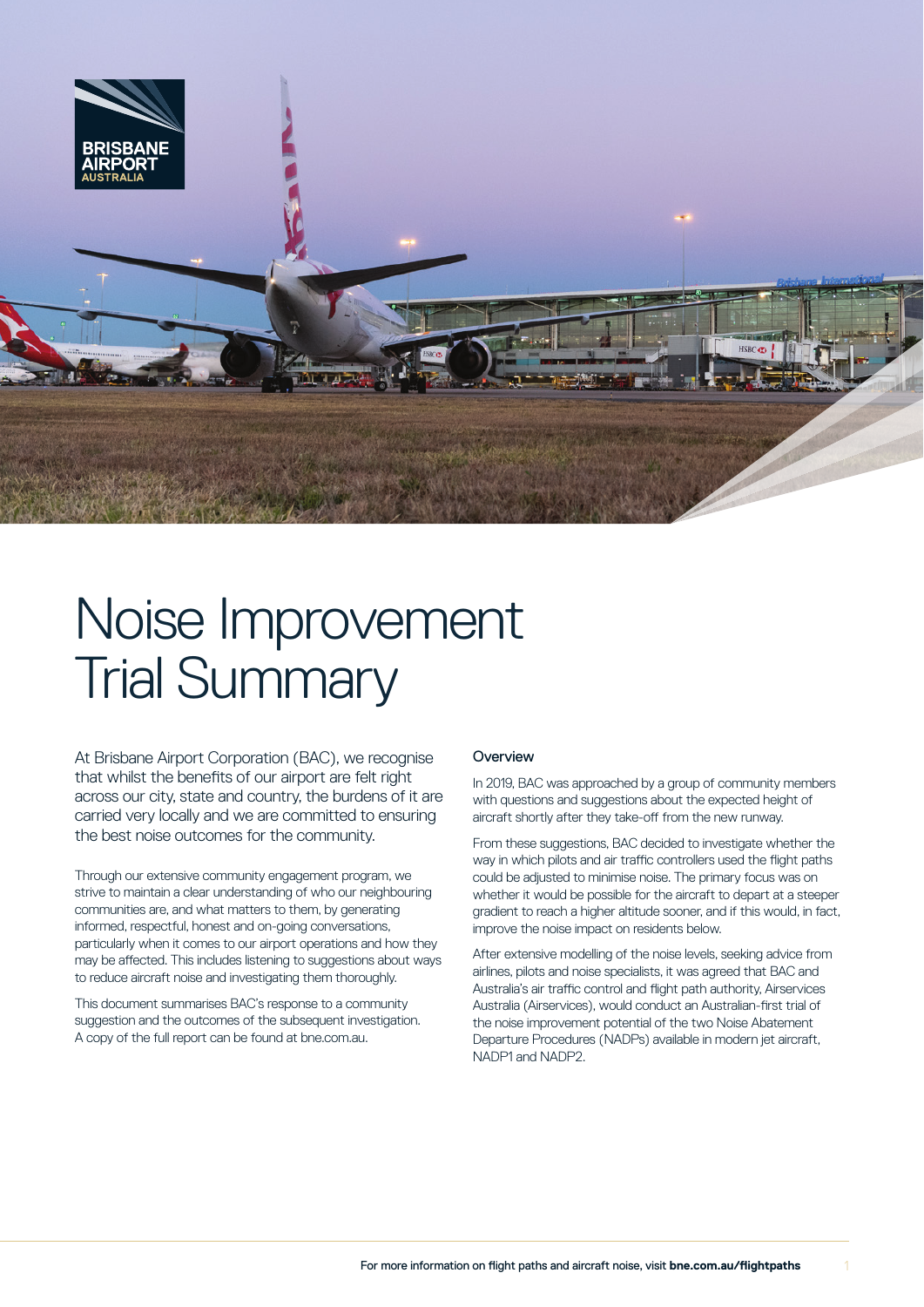# Noise Improvement Trial Summary

At Brisbane Airport Corporation (BAC), we recognise that whilst the benefits of our airport are felt right across our city, state and country, the burdens of it are carried very locally and we are committed to ensuring the best noise outcomes for the community.

Through our extensive community engagement program, we strive to maintain a clear understanding of who our neighbouring communities are, and what matters to them, by generating informed, respectful, honest and on-going conversations, particularly when it comes to our airport operations and how they may be affected. This includes listening to suggestions about ways to reduce aircraft noise and investigating them thoroughly.

This document summarises BAC's response to a community suggestion and the outcomes of the subsequent investigation. A copy of the full report can be found at bne.com.au.

## Overview

In 2019, BAC was approached by a group of community members with questions and suggestions about the expected height of aircraft shortly after they take-off from the new runway.

From these suggestions, BAC decided to investigate whether the way in which pilots and air traffic controllers used the flight paths could be adjusted to minimise noise. The primary focus was on whether it would be possible for the aircraft to depart at a steeper gradient to reach a higher altitude sooner, and if this would, in fact, improve the noise impact on residents below.

After extensive modelling of the noise levels, seeking advice from airlines, pilots and noise specialists, it was agreed that BAC and Australia's air traffic control and flight path authority, Airservices Australia (Airservices), would conduct an Australian-first trial of the noise improvement potential of the two Noise Abatement Departure Procedures (NADPs) available in modern jet aircraft, NADP1 and NADP2.

For more information on flight paths and aircraft noise, visit **bne.com.au/flightpaths**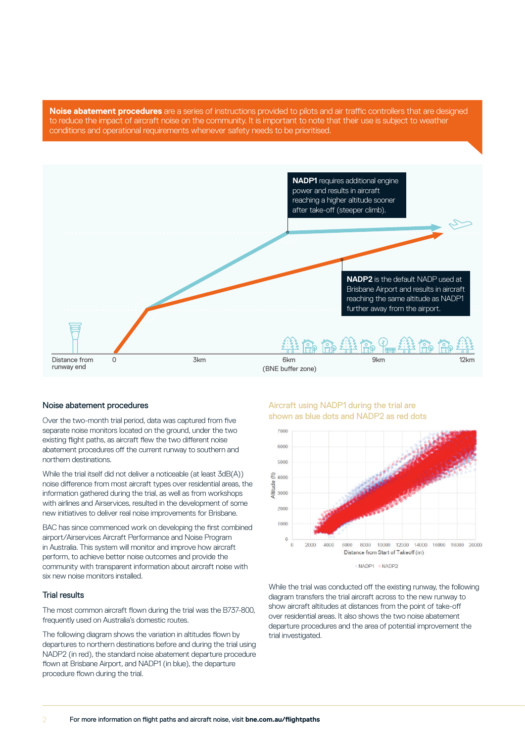**Noise abatement procedures** are a series of instructions provided to pilots and air traffic controllers that are designed to reduce the impact of aircraft noise on the community. It is important to note that their use is subject to weather conditions and operational requirements whenever safety needs to be prioritised.

**NADP1** requires additional engine power and results in aircraft reaching a higher altitude sooner after take-off (steeper climb).

**NADP2** is the default NADP used at Brisbane Airport and results in aircraft reaching the same altitude as NADP1 further away from the airport.

Distance from runway end | 0 | 3km | 6km (BNE buffer zone) | 9km | 12km

## Noise abatement procedures

Over the two-month trial period, data was captured from five separate noise monitors located on the ground, under the two existing flight paths, as aircraft flew the two different noise abatement procedures off the current runway to southern and northern destinations.

While the trial itself did not deliver a noticeable (at least 3dB(A)) noise difference from most aircraft types over residential areas, the information gathered during the trial, as well as from workshops with airlines and Airservices, resulted in the development of some new initiatives to deliver real noise improvements for Brisbane.

BAC has since commenced work on developing the first combined airport/Airservices Aircraft Performance and Noise Program in Australia. This system will monitor and improve how aircraft perform, to achieve better noise outcomes and provide the community with transparent information about aircraft noise with six new noise monitors installed.

## Trial results

The most common aircraft flown during the trial was the B737-800, frequently used on Australia's domestic routes.

The following diagram shows the variation in altitudes flown by departures to northern destinations before and during the trial using NADP2 (in red), the standard noise abatement departure procedure flown at Brisbane Airport, and NADP1 (in blue), the departure procedure flown during the trial.

Aircraft using NADP1 during the trial are shown as blue dots and NADP2 as red dots

Altitude (ft) vs Distance from Start of Takeoff (m) — NADP1, NADP2

While the trial was conducted off the existing runway, the following diagram transfers the trial aircraft across to the new runway to show aircraft altitudes at distances from the point of take-off over residential areas. It also shows the two noise abatement departure procedures and the area of potential improvement the trial investigated.

For more information on flight paths and aircraft noise, visit **bne.com.au/flightpaths**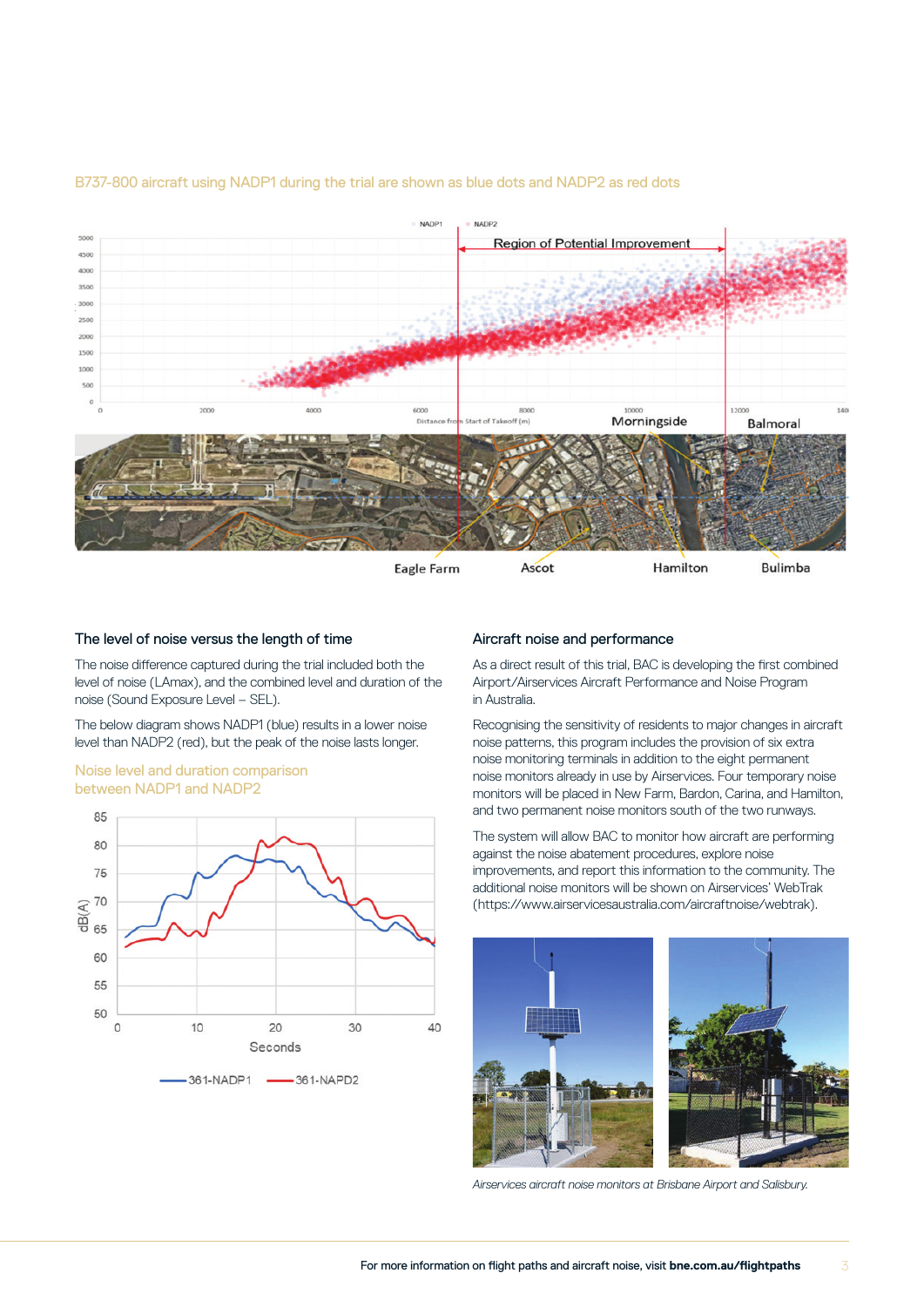B737-800 aircraft using NADP1 during the trial are shown as blue dots and NADP2 as red dots

## The level of noise versus the length of time

The noise difference captured during the trial included both the level of noise (LAmax), and the combined level and duration of the noise (Sound Exposure Level – SEL).

The below diagram shows NADP1 (blue) results in a lower noise level than NADP2 (red), but the peak of the noise lasts longer.

Noise level and duration comparison between NADP1 and NADP2

## Aircraft noise and performance

As a direct result of this trial, BAC is developing the first combined Airport/Airservices Aircraft Performance and Noise Program in Australia.

Recognising the sensitivity of residents to major changes in aircraft noise patterns, this program includes the provision of six extra noise monitoring terminals in addition to the eight permanent noise monitors already in use by Airservices. Four temporary noise monitors will be placed in New Farm, Bardon, Carina, and Hamilton, and two permanent noise monitors south of the two runways.

The system will allow BAC to monitor how aircraft are performing against the noise abatement procedures, explore noise improvements, and report this information to the community. The additional noise monitors will be shown on Airservices' WebTrak (https://www.airservicesaustralia.com/aircraftnoise/webtrak).

*Airservices aircraft noise monitors at Brisbane Airport and Salisbury.*

For more information on flight paths and aircraft noise, visit **bne.com.au/flightpaths**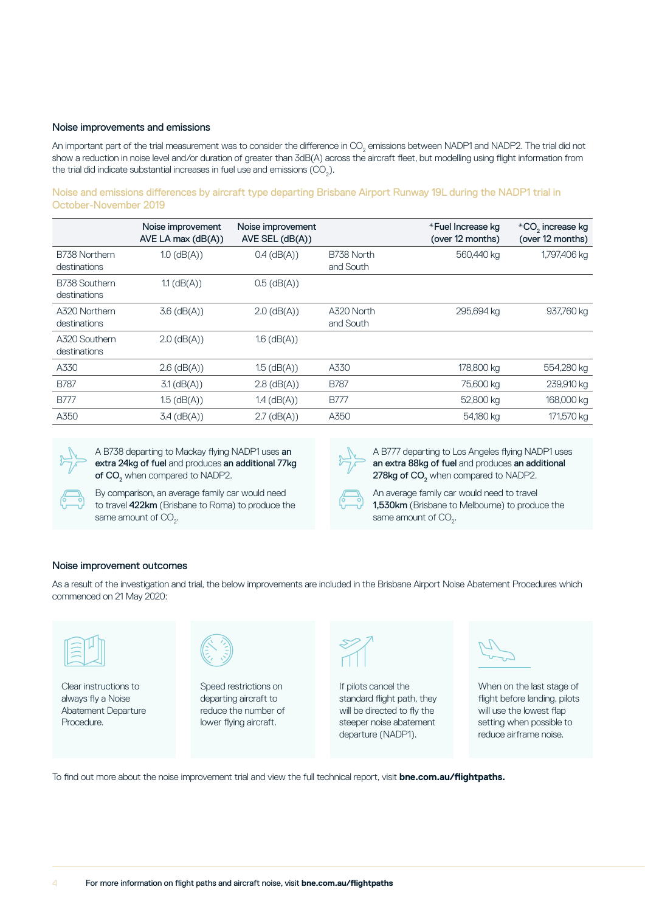## Noise improvements and emissions

An important part of the trial measurement was to consider the difference in $CO_2$ emissions between NADP1 and NADP2. The trial did not show a reduction in noise level and/or duration of greater than 3dB(A) across the aircraft fleet, but modelling using flight information from the trial did indicate substantial increases in fuel use and emissions ($CO_2$).

### Noise and emissions differences by aircraft type departing Brisbane Airport Runway 19L during the NADP1 trial in October-November 2019

| | Noise improvement AVE LA max (dB(A)) | Noise improvement AVE SEL (dB(A)) | | *Fuel Increase kg (over 12 months) | *$CO_2$ increase kg (over 12 months) |
|---|---|---|---|---|---|
| B738 Northern destinations | 1.0 (dB(A)) | 0.4 (dB(A)) | B738 North and South | 560,440 kg | 1,797,406 kg |
| B738 Southern destinations | 1.1 (dB(A)) | 0.5 (dB(A)) | | | |
| A320 Northern destinations | 3.6 (dB(A)) | 2.0 (dB(A)) | A320 North and South | 295,694 kg | 937,760 kg |
| A320 Southern destinations | 2.0 (dB(A)) | 1.6 (dB(A)) | | | |
| A330 | 2.6 (dB(A)) | 1.5 (dB(A)) | A330 | 178,800 kg | 554,280 kg |
| B787 | 3.1 (dB(A)) | 2.8 (dB(A)) | B787 | 75,600 kg | 239,910 kg |
| B777 | 1.5 (dB(A)) | 1.4 (dB(A)) | B777 | 52,800 kg | 168,000 kg |
| A350 | 3.4 (dB(A)) | 2.7 (dB(A)) | A350 | 54,180 kg | 171,570 kg |

A B738 departing to Mackay flying NADP1 uses **an extra 24kg of fuel** and produces **an additional 77kg of $CO_2$** when compared to NADP2.

By comparison, an average family car would need to travel **422km** (Brisbane to Roma) to produce the same amount of $CO_2$.

A B777 departing to Los Angeles flying NADP1 uses **an extra 88kg of fuel** and produces **an additional 278kg of $CO_2$** when compared to NADP2.

An average family car would need to travel **1,530km** (Brisbane to Melbourne) to produce the same amount of $CO_2$.

## Noise improvement outcomes

As a result of the investigation and trial, the below improvements are included in the Brisbane Airport Noise Abatement Procedures which commenced on 21 May 2020:

- Clear instructions to always fly a Noise Abatement Departure Procedure.
- Speed restrictions on departing aircraft to reduce the number of lower flying aircraft.
- If pilots cancel the standard flight path, they will be directed to fly the steeper noise abatement departure (NADP1).
- When on the last stage of flight before landing, pilots will use the lowest flap setting when possible to reduce airframe noise.

To find out more about the noise improvement trial and view the full technical report, visit **bne.com.au/flightpaths.**